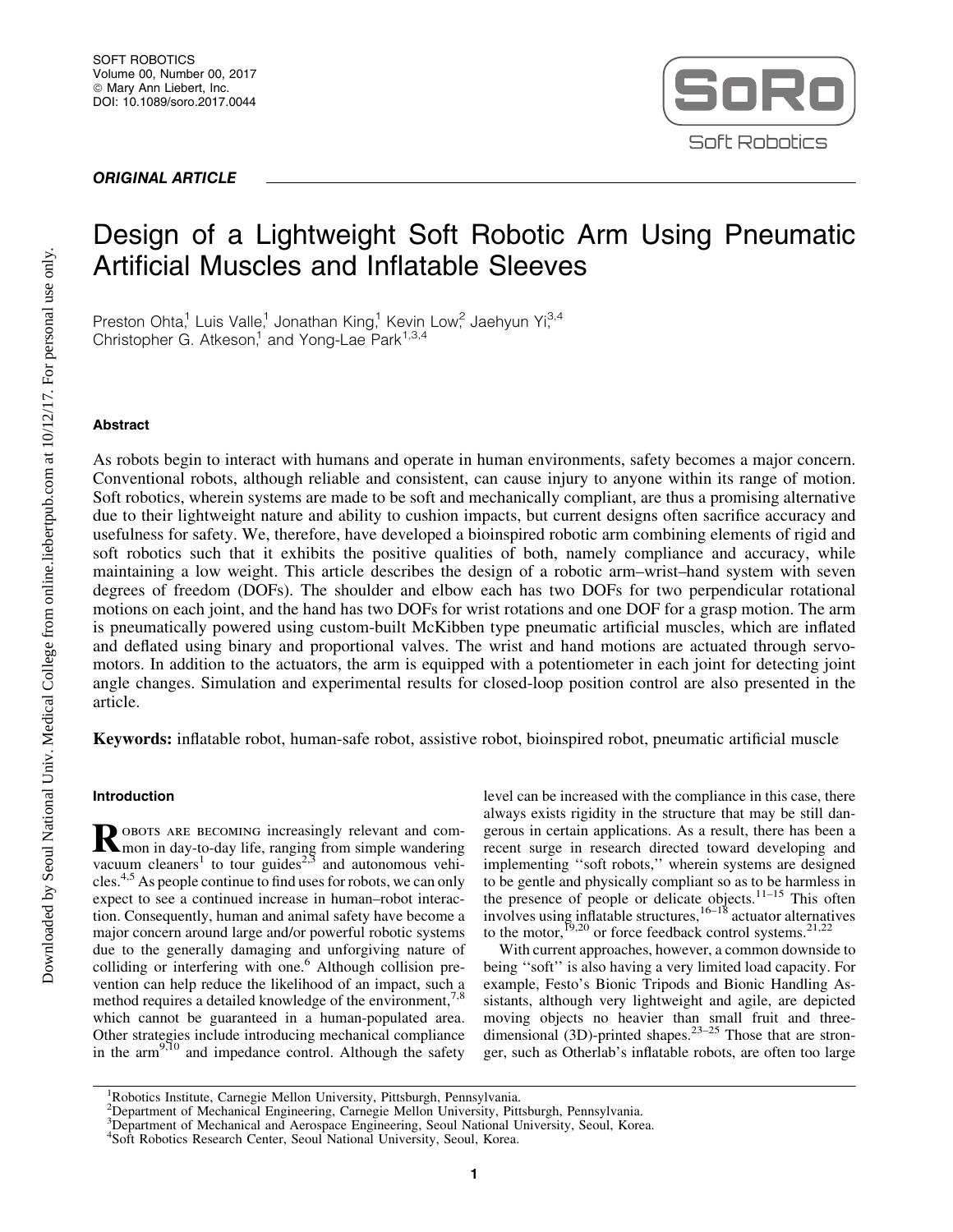*ORIGINAL ARTICLE*

# Design of a Lightweight Soft Robotic Arm Using Pneumatic Artificial Muscles and Inflatable Sleeves

Preston Ohta,[1] Luis Valle,[1] Jonathan King,[1] Kevin Low,[2] Jaehyun Yi,[3,4] Christopher G. Atkeson,[1] and Yong-Lae Park[1,3,4]

## Abstract

As robots begin to interact with humans and operate in human environments, safety becomes a major concern. Conventional robots, although reliable and consistent, can cause injury to anyone within its range of motion. Soft robotics, wherein systems are made to be soft and mechanically compliant, are thus a promising alternative due to their lightweight nature and ability to cushion impacts, but current designs often sacrifice accuracy and usefulness for safety. We, therefore, have developed a bioinspired robotic arm combining elements of rigid and soft robotics such that it exhibits the positive qualities of both, namely compliance and accuracy, while maintaining a low weight. This article describes the design of a robotic arm–wrist–hand system with seven degrees of freedom (DOFs). The shoulder and elbow each has two DOFs for two perpendicular rotational motions on each joint, and the hand has two DOFs for wrist rotations and one DOF for a grasp motion. The arm is pneumatically powered using custom-built McKibben type pneumatic artificial muscles, which are inflated and deflated using binary and proportional valves. The wrist and hand motions are actuated through servomotors. In addition to the actuators, the arm is equipped with a potentiometer in each joint for detecting joint angle changes. Simulation and experimental results for closed-loop position control are also presented in the article.

**Keywords:** inflatable robot, human-safe robot, assistive robot, bioinspired robot, pneumatic artificial muscle

## Introduction

Robots are becoming increasingly relevant and common in day-to-day life, ranging from simple wandering vacuum cleaners[1] to tour guides[2,3] and autonomous vehicles.[4,5] As people continue to find uses for robots, we can only expect to see a continued increase in human–robot interaction. Consequently, human and animal safety have become a major concern around large and/or powerful robotic systems due to the generally damaging and unforgiving nature of colliding or interfering with one.[6] Although collision prevention can help reduce the likelihood of an impact, such a method requires a detailed knowledge of the environment,[7,8] which cannot be guaranteed in a human-populated area. Other strategies include introducing mechanical compliance in the arm[9,10] and impedance control. Although the safety level can be increased with the compliance in this case, there always exists rigidity in the structure that may be still dangerous in certain applications. As a result, there has been a recent surge in research directed toward developing and implementing "soft robots," wherein systems are designed to be gentle and physically compliant so as to be harmless in the presence of people or delicate objects.[11–15] This often involves using inflatable structures,[16–18] actuator alternatives to the motor,[19,20] or force feedback control systems.[21,22]

With current approaches, however, a common downside to being "soft" is also having a very limited load capacity. For example, Festo's Bionic Tripods and Bionic Handling Assistants, although very lightweight and agile, are depicted moving objects no heavier than small fruit and three-dimensional (3D)-printed shapes.[23–25] Those that are stronger, such as Otherlab's inflatable robots, are often too large

---

[1]Robotics Institute, Carnegie Mellon University, Pittsburgh, Pennsylvania.
[2]Department of Mechanical Engineering, Carnegie Mellon University, Pittsburgh, Pennsylvania.
[3]Department of Mechanical and Aerospace Engineering, Seoul National University, Seoul, Korea.
[4]Soft Robotics Research Center, Seoul National University, Seoul, Korea.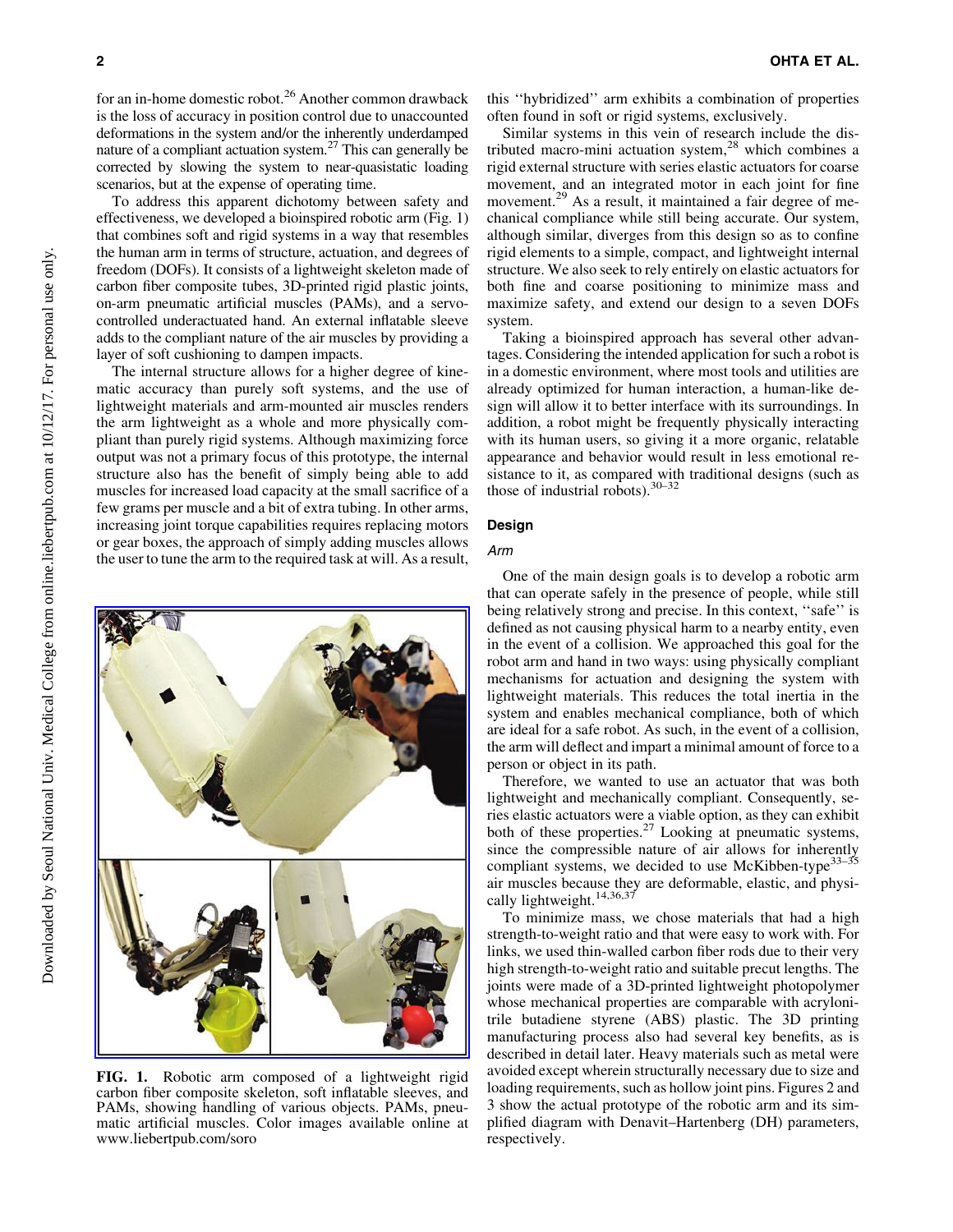for an in-home domestic robot.[26] Another common drawback is the loss of accuracy in position control due to unaccounted deformations in the system and/or the inherently underdamped nature of a compliant actuation system.[27] This can generally be corrected by slowing the system to near-quasistatic loading scenarios, but at the expense of operating time.

To address this apparent dichotomy between safety and effectiveness, we developed a bioinspired robotic arm (Fig. 1) that combines soft and rigid systems in a way that resembles the human arm in terms of structure, actuation, and degrees of freedom (DOFs). It consists of a lightweight skeleton made of carbon fiber composite tubes, 3D-printed rigid plastic joints, on-arm pneumatic artificial muscles (PAMs), and a servo-controlled underactuated hand. An external inflatable sleeve adds to the compliant nature of the air muscles by providing a layer of soft cushioning to dampen impacts.

The internal structure allows for a higher degree of kinematic accuracy than purely soft systems, and the use of lightweight materials and arm-mounted air muscles renders the arm lightweight as a whole and more physically compliant than purely rigid systems. Although maximizing force output was not a primary focus of this prototype, the internal structure also has the benefit of simply being able to add muscles for increased load capacity at the small sacrifice of a few grams per muscle and a bit of extra tubing. In other arms, increasing joint torque capabilities requires replacing motors or gear boxes, the approach of simply adding muscles allows the user to tune the arm to the required task at will. As a result,

FIG. 1. Robotic arm composed of a lightweight rigid carbon fiber composite skeleton, soft inflatable sleeves, and PAMs, showing handling of various objects. PAMs, pneumatic artificial muscles. Color images available online at www.liebertpub.com/soro

this ''hybridized'' arm exhibits a combination of properties often found in soft or rigid systems, exclusively.

Similar systems in this vein of research include the distributed macro-mini actuation system,[28] which combines a rigid external structure with series elastic actuators for coarse movement, and an integrated motor in each joint for fine movement.[29] As a result, it maintained a fair degree of mechanical compliance while still being accurate. Our system, although similar, diverges from this design so as to confine rigid elements to a simple, compact, and lightweight internal structure. We also seek to rely entirely on elastic actuators for both fine and coarse positioning to minimize mass and maximize safety, and extend our design to a seven DOFs system.

Taking a bioinspired approach has several other advantages. Considering the intended application for such a robot is in a domestic environment, where most tools and utilities are already optimized for human interaction, a human-like design will allow it to better interface with its surroundings. In addition, a robot might be frequently physically interacting with its human users, so giving it a more organic, relatable appearance and behavior would result in less emotional resistance to it, as compared with traditional designs (such as those of industrial robots).[30–32]

## Design

### *Arm*

One of the main design goals is to develop a robotic arm that can operate safely in the presence of people, while still being relatively strong and precise. In this context, ''safe'' is defined as not causing physical harm to a nearby entity, even in the event of a collision. We approached this goal for the robot arm and hand in two ways: using physically compliant mechanisms for actuation and designing the system with lightweight materials. This reduces the total inertia in the system and enables mechanical compliance, both of which are ideal for a safe robot. As such, in the event of a collision, the arm will deflect and impart a minimal amount of force to a person or object in its path.

Therefore, we wanted to use an actuator that was both lightweight and mechanically compliant. Consequently, series elastic actuators were a viable option, as they can exhibit both of these properties.[27] Looking at pneumatic systems, since the compressible nature of air allows for inherently compliant systems, we decided to use McKibben-type[33–35] air muscles because they are deformable, elastic, and physically lightweight.[14,36,37]

To minimize mass, we chose materials that had a high strength-to-weight ratio and that were easy to work with. For links, we used thin-walled carbon fiber rods due to their very high strength-to-weight ratio and suitable precut lengths. The joints were made of a 3D-printed lightweight photopolymer whose mechanical properties are comparable with acrylonitrile butadiene styrene (ABS) plastic. The 3D printing manufacturing process also had several key benefits, as is described in detail later. Heavy materials such as metal were avoided except wherein structurally necessary due to size and loading requirements, such as hollow joint pins. Figures 2 and 3 show the actual prototype of the robotic arm and its simplified diagram with Denavit–Hartenberg (DH) parameters, respectively.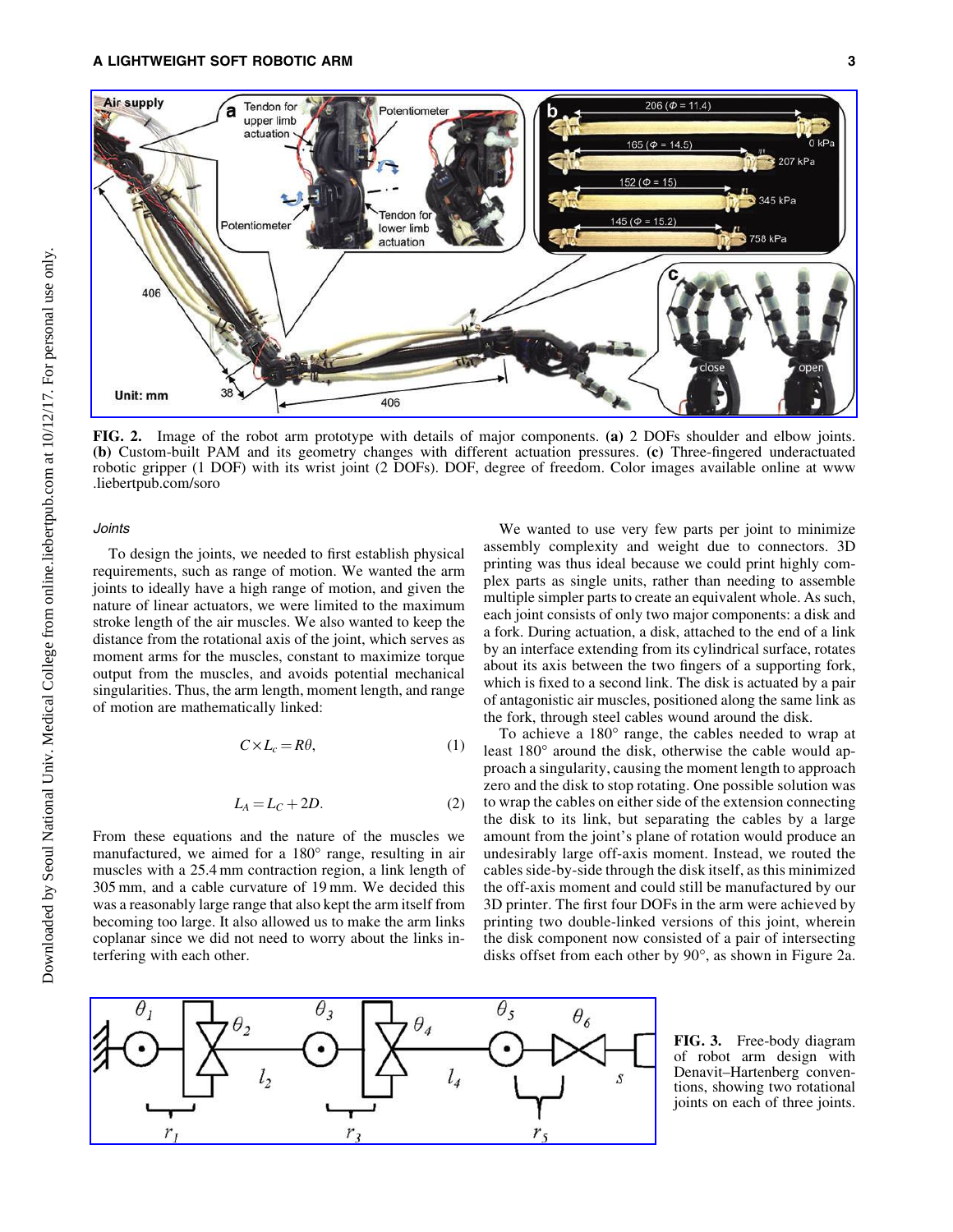FIG. 2. Image of the robot arm prototype with details of major components. **(a)** 2 DOFs shoulder and elbow joints. **(b)** Custom-built PAM and its geometry changes with different actuation pressures. **(c)** Three-fingered underactuated robotic gripper (1 DOF) with its wrist joint (2 DOFs). DOF, degree of freedom. Color images available online at www.liebertpub.com/soro

### *Joints*

To design the joints, we needed to first establish physical requirements, such as range of motion. We wanted the arm joints to ideally have a high range of motion, and given the nature of linear actuators, we were limited to the maximum stroke length of the air muscles. We also wanted to keep the distance from the rotational axis of the joint, which serves as moment arms for the muscles, constant to maximize torque output from the muscles, and avoids potential mechanical singularities. Thus, the arm length, moment length, and range of motion are mathematically linked:

$$C \times L_c = R\theta, \tag{1}$$

$$L_A = L_C + 2D. \tag{2}$$

From these equations and the nature of the muscles we manufactured, we aimed for a 180° range, resulting in air muscles with a 25.4 mm contraction region, a link length of 305 mm, and a cable curvature of 19 mm. We decided this was a reasonably large range that also kept the arm itself from becoming too large. It also allowed us to make the arm links coplanar since we did not need to worry about the links interfering with each other.

We wanted to use very few parts per joint to minimize assembly complexity and weight due to connectors. 3D printing was thus ideal because we could print highly complex parts as single units, rather than needing to assemble multiple simpler parts to create an equivalent whole. As such, each joint consists of only two major components: a disk and a fork. During actuation, a disk, attached to the end of a link by an interface extending from its cylindrical surface, rotates about its axis between the two fingers of a supporting fork, which is fixed to a second link. The disk is actuated by a pair of antagonistic air muscles, positioned along the same link as the fork, through steel cables wound around the disk.

To achieve a 180° range, the cables needed to wrap at least 180° around the disk, otherwise the cable would approach a singularity, causing the moment length to approach zero and the disk to stop rotating. One possible solution was to wrap the cables on either side of the extension connecting the disk to its link, but separating the cables by a large amount from the joint's plane of rotation would produce an undesirably large off-axis moment. Instead, we routed the cables side-by-side through the disk itself, as this minimized the off-axis moment and could still be manufactured by our 3D printer. The first four DOFs in the arm were achieved by printing two double-linked versions of this joint, wherein the disk component now consisted of a pair of intersecting disks offset from each other by 90°, as shown in Figure 2a.

FIG. 3. Free-body diagram of robot arm design with Denavit–Hartenberg conventions, showing two rotational joints on each of three joints.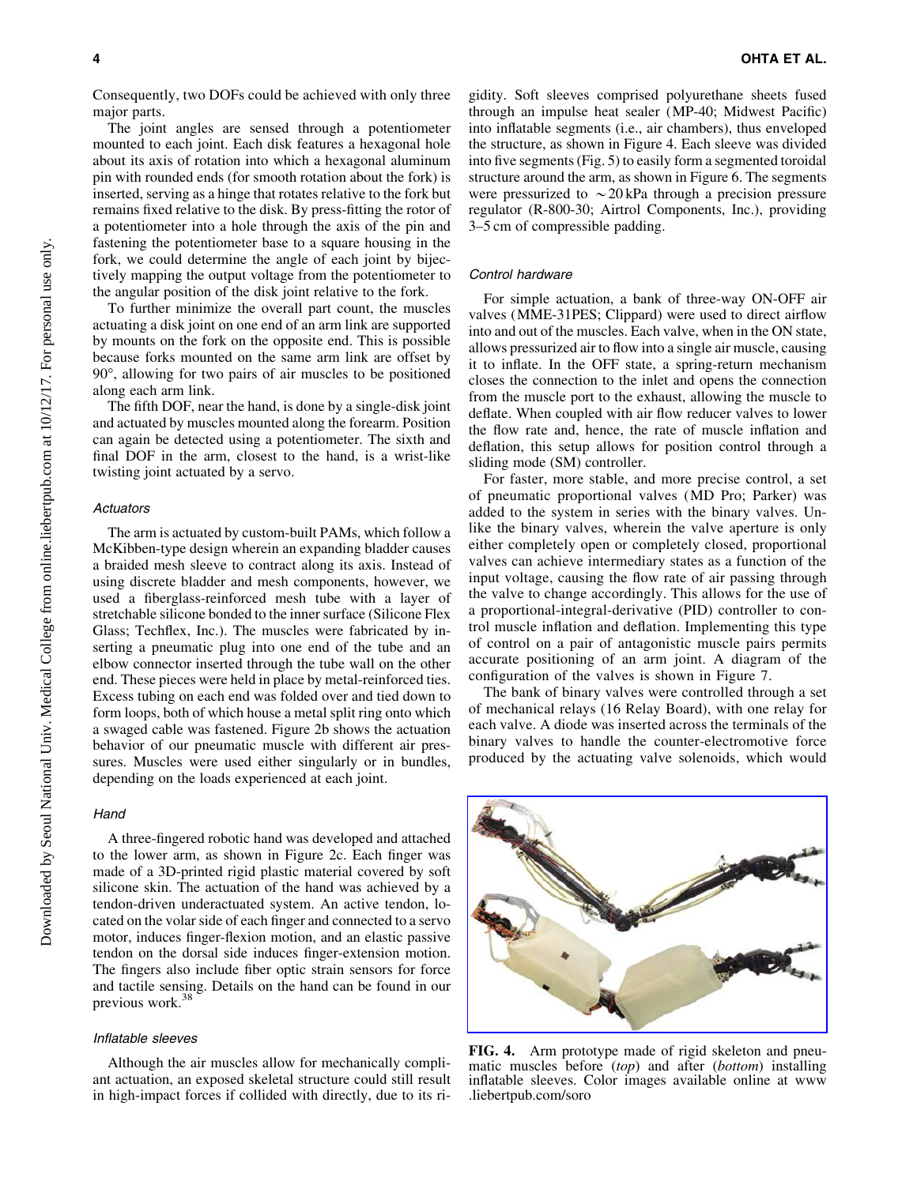Consequently, two DOFs could be achieved with only three major parts.

The joint angles are sensed through a potentiometer mounted to each joint. Each disk features a hexagonal hole about its axis of rotation into which a hexagonal aluminum pin with rounded ends (for smooth rotation about the fork) is inserted, serving as a hinge that rotates relative to the fork but remains fixed relative to the disk. By press-fitting the rotor of a potentiometer into a hole through the axis of the pin and fastening the potentiometer base to a square housing in the fork, we could determine the angle of each joint by bijectively mapping the output voltage from the potentiometer to the angular position of the disk joint relative to the fork.

To further minimize the overall part count, the muscles actuating a disk joint on one end of an arm link are supported by mounts on the fork on the opposite end. This is possible because forks mounted on the same arm link are offset by 90°, allowing for two pairs of air muscles to be positioned along each arm link.

The fifth DOF, near the hand, is done by a single-disk joint and actuated by muscles mounted along the forearm. Position can again be detected using a potentiometer. The sixth and final DOF in the arm, closest to the hand, is a wrist-like twisting joint actuated by a servo.

### *Actuators*

The arm is actuated by custom-built PAMs, which follow a McKibben-type design wherein an expanding bladder causes a braided mesh sleeve to contract along its axis. Instead of using discrete bladder and mesh components, however, we used a fiberglass-reinforced mesh tube with a layer of stretchable silicone bonded to the inner surface (Silicone Flex Glass; Techflex, Inc.). The muscles were fabricated by inserting a pneumatic plug into one end of the tube and an elbow connector inserted through the tube wall on the other end. These pieces were held in place by metal-reinforced ties. Excess tubing on each end was folded over and tied down to form loops, both of which house a metal split ring onto which a swaged cable was fastened. Figure 2b shows the actuation behavior of our pneumatic muscle with different air pressures. Muscles were used either singularly or in bundles, depending on the loads experienced at each joint.

### *Hand*

A three-fingered robotic hand was developed and attached to the lower arm, as shown in Figure 2c. Each finger was made of a 3D-printed rigid plastic material covered by soft silicone skin. The actuation of the hand was achieved by a tendon-driven underactuated system. An active tendon, located on the volar side of each finger and connected to a servo motor, induces finger-flexion motion, and an elastic passive tendon on the dorsal side induces finger-extension motion. The fingers also include fiber optic strain sensors for force and tactile sensing. Details on the hand can be found in our previous work.[38]

### *Inflatable sleeves*

Although the air muscles allow for mechanically compliant actuation, an exposed skeletal structure could still result in high-impact forces if collided with directly, due to its rigidity. Soft sleeves comprised polyurethane sheets fused through an impulse heat sealer (MP-40; Midwest Pacific) into inflatable segments (i.e., air chambers), thus enveloped the structure, as shown in Figure 4. Each sleeve was divided into five segments (Fig. 5) to easily form a segmented toroidal structure around the arm, as shown in Figure 6. The segments were pressurized to $\sim$20 kPa through a precision pressure regulator (R-800-30; Airtrol Components, Inc.), providing 3–5 cm of compressible padding.

### *Control hardware*

For simple actuation, a bank of three-way ON-OFF air valves (MME-31PES; Clippard) were used to direct airflow into and out of the muscles. Each valve, when in the ON state, allows pressurized air to flow into a single air muscle, causing it to inflate. In the OFF state, a spring-return mechanism closes the connection to the inlet and opens the connection from the muscle port to the exhaust, allowing the muscle to deflate. When coupled with air flow reducer valves to lower the flow rate and, hence, the rate of muscle inflation and deflation, this setup allows for position control through a sliding mode (SM) controller.

For faster, more stable, and more precise control, a set of pneumatic proportional valves (MD Pro; Parker) was added to the system in series with the binary valves. Unlike the binary valves, wherein the valve aperture is only either completely open or completely closed, proportional valves can achieve intermediary states as a function of the input voltage, causing the flow rate of air passing through the valve to change accordingly. This allows for the use of a proportional-integral-derivative (PID) controller to control muscle inflation and deflation. Implementing this type of control on a pair of antagonistic muscle pairs permits accurate positioning of an arm joint. A diagram of the configuration of the valves is shown in Figure 7.

The bank of binary valves were controlled through a set of mechanical relays (16 Relay Board), with one relay for each valve. A diode was inserted across the terminals of the binary valves to handle the counter-electromotive force produced by the actuating valve solenoids, which would

**FIG. 4.** Arm prototype made of rigid skeleton and pneumatic muscles before (*top*) and after (*bottom*) installing inflatable sleeves. Color images available online at www.liebertpub.com/soro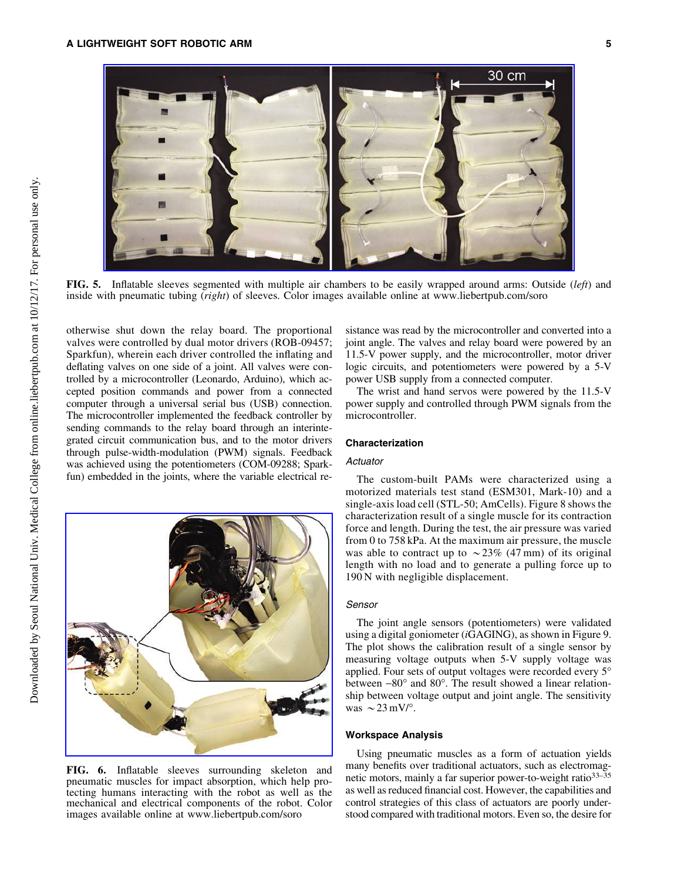FIG. 5. Inflatable sleeves segmented with multiple air chambers to be easily wrapped around arms: Outside (*left*) and inside with pneumatic tubing (*right*) of sleeves. Color images available online at www.liebertpub.com/soro

otherwise shut down the relay board. The proportional valves were controlled by dual motor drivers (ROB-09457; Sparkfun), wherein each driver controlled the inflating and deflating valves on one side of a joint. All valves were controlled by a microcontroller (Leonardo, Arduino), which accepted position commands and power from a connected computer through a universal serial bus (USB) connection. The microcontroller implemented the feedback controller by sending commands to the relay board through an interintegrated circuit communication bus, and to the motor drivers through pulse-width-modulation (PWM) signals. Feedback was achieved using the potentiometers (COM-09288; Sparkfun) embedded in the joints, where the variable electrical resistance was read by the microcontroller and converted into a joint angle. The valves and relay board were powered by an 11.5-V power supply, and the microcontroller, motor driver logic circuits, and potentiometers were powered by a 5-V power USB supply from a connected computer.

The wrist and hand servos were powered by the 11.5-V power supply and controlled through PWM signals from the microcontroller.

FIG. 6. Inflatable sleeves surrounding skeleton and pneumatic muscles for impact absorption, which help protecting humans interacting with the robot as well as the mechanical and electrical components of the robot. Color images available online at www.liebertpub.com/soro

## Characterization

### *Actuator*

The custom-built PAMs were characterized using a motorized materials test stand (ESM301, Mark-10) and a single-axis load cell (STL-50; AmCells). Figure 8 shows the characterization result of a single muscle for its contraction force and length. During the test, the air pressure was varied from 0 to 758 kPa. At the maximum air pressure, the muscle was able to contract up to $\sim$23% (47 mm) of its original length with no load and to generate a pulling force up to 190 N with negligible displacement.

### *Sensor*

The joint angle sensors (potentiometers) were validated using a digital goniometer (*i*GAGING), as shown in Figure 9. The plot shows the calibration result of a single sensor by measuring voltage outputs when 5-V supply voltage was applied. Four sets of output voltages were recorded every 5° between −80° and 80°. The result showed a linear relationship between voltage output and joint angle. The sensitivity was $\sim$23 mV/°.

## Workspace Analysis

Using pneumatic muscles as a form of actuation yields many benefits over traditional actuators, such as electromagnetic motors, mainly a far superior power-to-weight ratio[33–35] as well as reduced financial cost. However, the capabilities and control strategies of this class of actuators are poorly understood compared with traditional motors. Even so, the desire for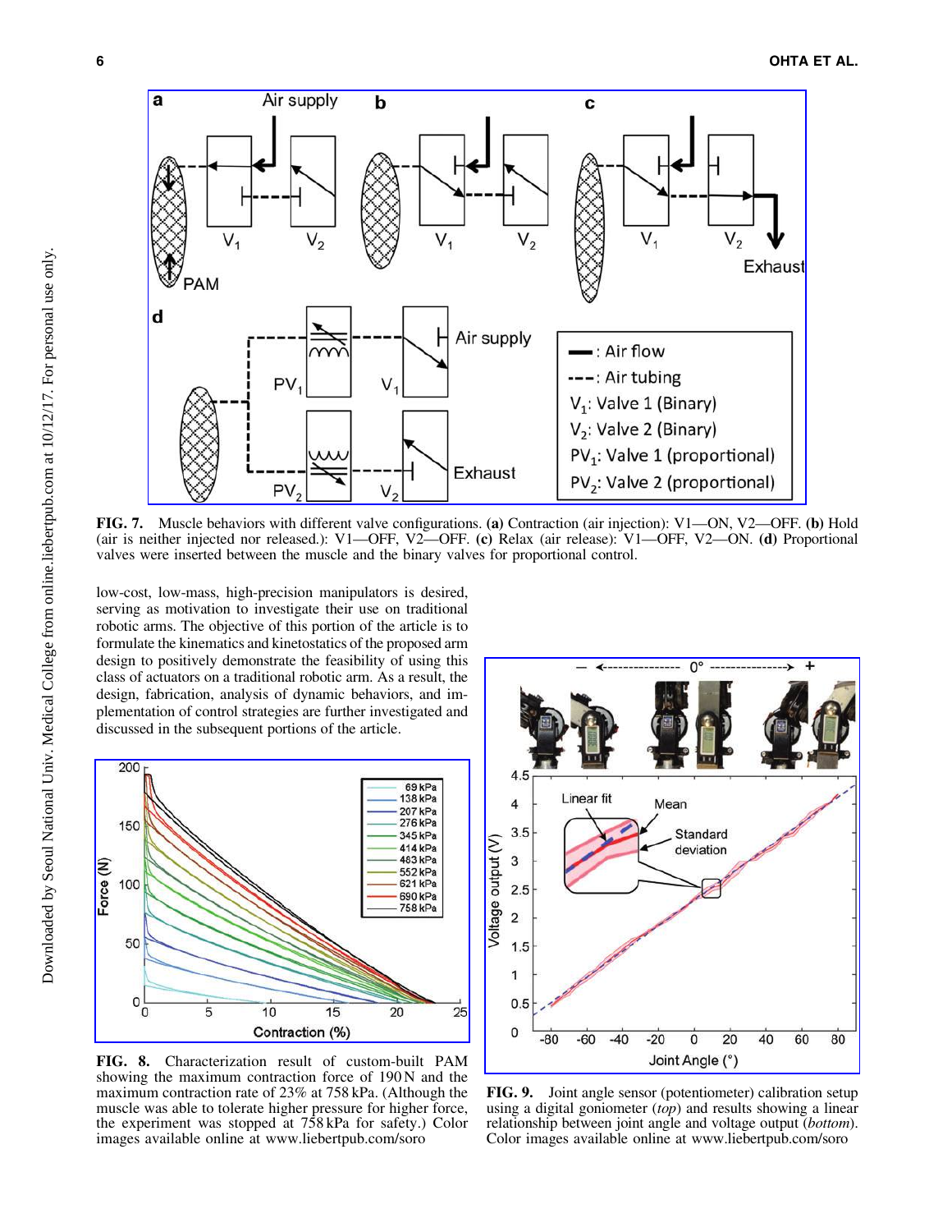FIG. 7. Muscle behaviors with different valve configurations. **(a)** Contraction (air injection): V1—ON, V2—OFF. **(b)** Hold (air is neither injected nor released.): V1—OFF, V2—OFF. **(c)** Relax (air release): V1—OFF, V2—ON. **(d)** Proportional valves were inserted between the muscle and the binary valves for proportional control.

low-cost, low-mass, high-precision manipulators is desired, serving as motivation to investigate their use on traditional robotic arms. The objective of this portion of the article is to formulate the kinematics and kinetostatics of the proposed arm design to positively demonstrate the feasibility of using this class of actuators on a traditional robotic arm. As a result, the design, fabrication, analysis of dynamic behaviors, and implementation of control strategies are further investigated and discussed in the subsequent portions of the article.

FIG. 8. Characterization result of custom-built PAM showing the maximum contraction force of 190 N and the maximum contraction rate of 23% at 758 kPa. (Although the muscle was able to tolerate higher pressure for higher force, the experiment was stopped at 758 kPa for safety.) Color images available online at www.liebertpub.com/soro

FIG. 9. Joint angle sensor (potentiometer) calibration setup using a digital goniometer (*top*) and results showing a linear relationship between joint angle and voltage output (*bottom*). Color images available online at www.liebertpub.com/soro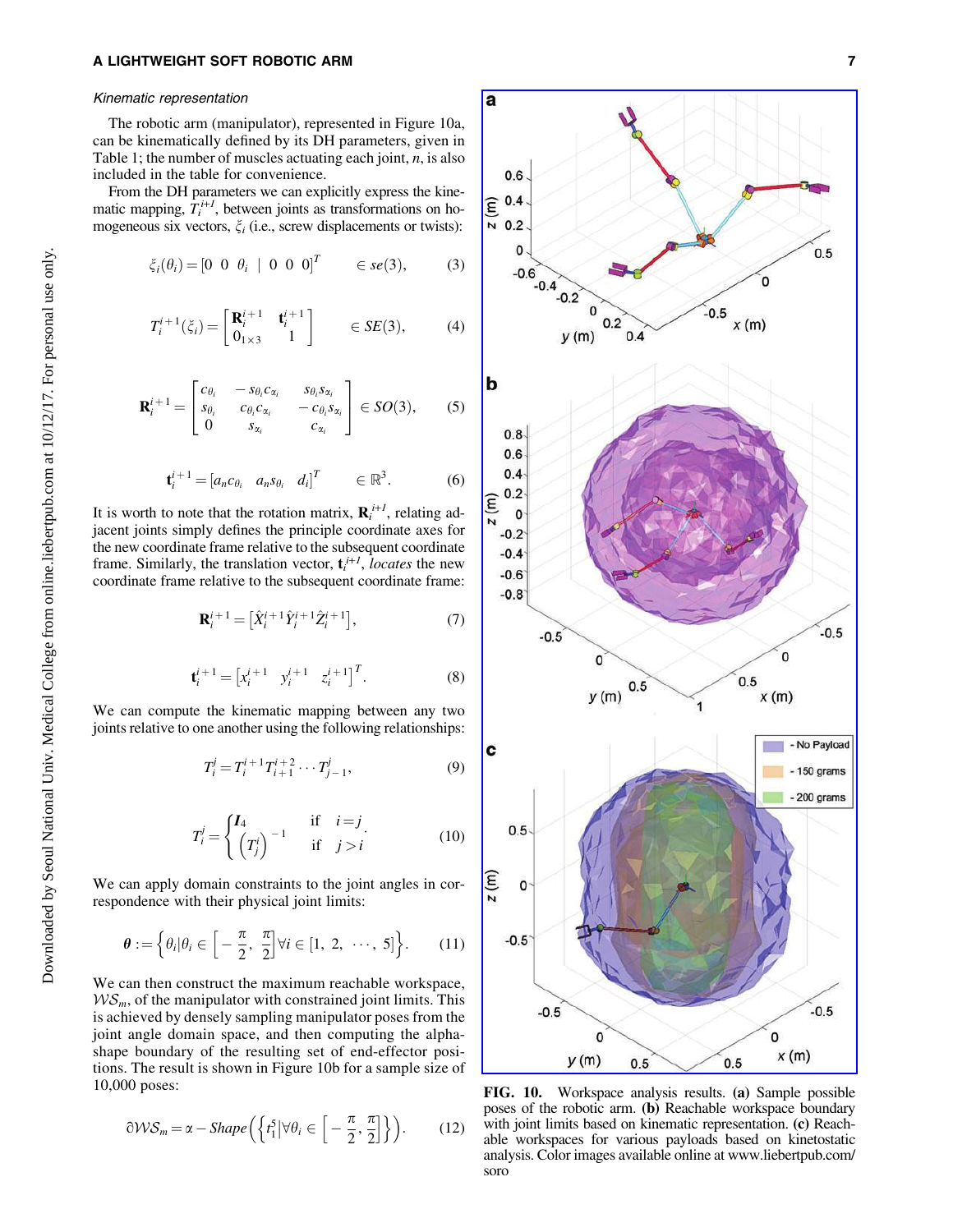### Kinematic representation

The robotic arm (manipulator), represented in Figure 10a, can be kinematically defined by its DH parameters, given in Table 1; the number of muscles actuating each joint, $n$, is also included in the table for convenience.

From the DH parameters we can explicitly express the kinematic mapping, $T_i^{i+1}$, between joints as transformations on homogeneous six vectors, $\xi_i$ (i.e., screw displacements or twists):

$$\xi_i(\theta_i) = [0 \;\; 0 \;\; \theta_i \;\; | \;\; 0 \;\; 0 \;\; 0]^T \qquad \in se(3), \tag{3}$$

$$T_i^{i+1}(\xi_i) = \begin{bmatrix} \mathbf{R}_i^{i+1} & \mathbf{t}_i^{i+1} \\ 0_{1\times 3} & 1 \end{bmatrix} \qquad \in SE(3), \tag{4}$$

$$\mathbf{R}_i^{i+1} = \begin{bmatrix} c_{\theta_i} & -s_{\theta_i}c_{\alpha_i} & s_{\theta_i}s_{\alpha_i} \\ s_{\theta_i} & c_{\theta_i}c_{\alpha_i} & -c_{\theta_i}s_{\alpha_i} \\ 0 & s_{\alpha_i} & c_{\alpha_i} \end{bmatrix} \in SO(3), \tag{5}$$

$$\mathbf{t}_i^{i+1} = [a_n c_{\theta_i} \;\; a_n s_{\theta_i} \;\; d_i]^T \qquad \in \mathbb{R}^3. \tag{6}$$

It is worth to note that the rotation matrix, $\mathbf{R}_i^{i+1}$, relating adjacent joints simply defines the principle coordinate axes for the new coordinate frame relative to the subsequent coordinate frame. Similarly, the translation vector, $\mathbf{t}_i^{i+1}$, *locates* the new coordinate frame relative to the subsequent coordinate frame:

$$\mathbf{R}_i^{i+1} = \left[\hat{X}_i^{i+1}\hat{Y}_i^{i+1}\hat{Z}_i^{i+1}\right], \tag{7}$$

$$\mathbf{t}_i^{i+1} = \left[x_i^{i+1} \;\; y_i^{i+1} \;\; z_i^{i+1}\right]^T. \tag{8}$$

We can compute the kinematic mapping between any two joints relative to one another using the following relationships:

$$T_i^j = T_i^{i+1}T_{i+1}^{i+2}\cdots T_{j-1}^j, \tag{9}$$

$$T_i^j = \begin{cases} \boldsymbol{I}_4 & \text{if} \quad i=j \\ \left(T_j^i\right)^{-1} & \text{if} \quad j>i \end{cases}. \tag{10}$$

We can apply domain constraints to the joint angles in correspondence with their physical joint limits:

$$\boldsymbol{\theta} := \left\{\theta_i \middle| \theta_i \in \left[-\frac{\pi}{2}, \frac{\pi}{2}\right] \forall i \in [1, 2, \cdots, 5]\right\}. \tag{11}$$

We can then construct the maximum reachable workspace, $\mathcal{WS}_m$, of the manipulator with constrained joint limits. This is achieved by densely sampling manipulator poses from the joint angle domain space, and then computing the alpha-shape boundary of the resulting set of end-effector positions. The result is shown in Figure 10b for a sample size of 10,000 poses:

$$\partial\mathcal{WS}_m = \alpha - Shape\left(\left\{t_1^5 \middle| \forall\theta_i \in \left[-\frac{\pi}{2}, \frac{\pi}{2}\right]\right\}\right). \tag{12}$$

**FIG. 10.** Workspace analysis results. **(a)** Sample possible poses of the robotic arm. **(b)** Reachable workspace boundary with joint limits based on kinematic representation. **(c)** Reachable workspaces for various payloads based on kinetostatic analysis. Color images available online at www.liebertpub.com/soro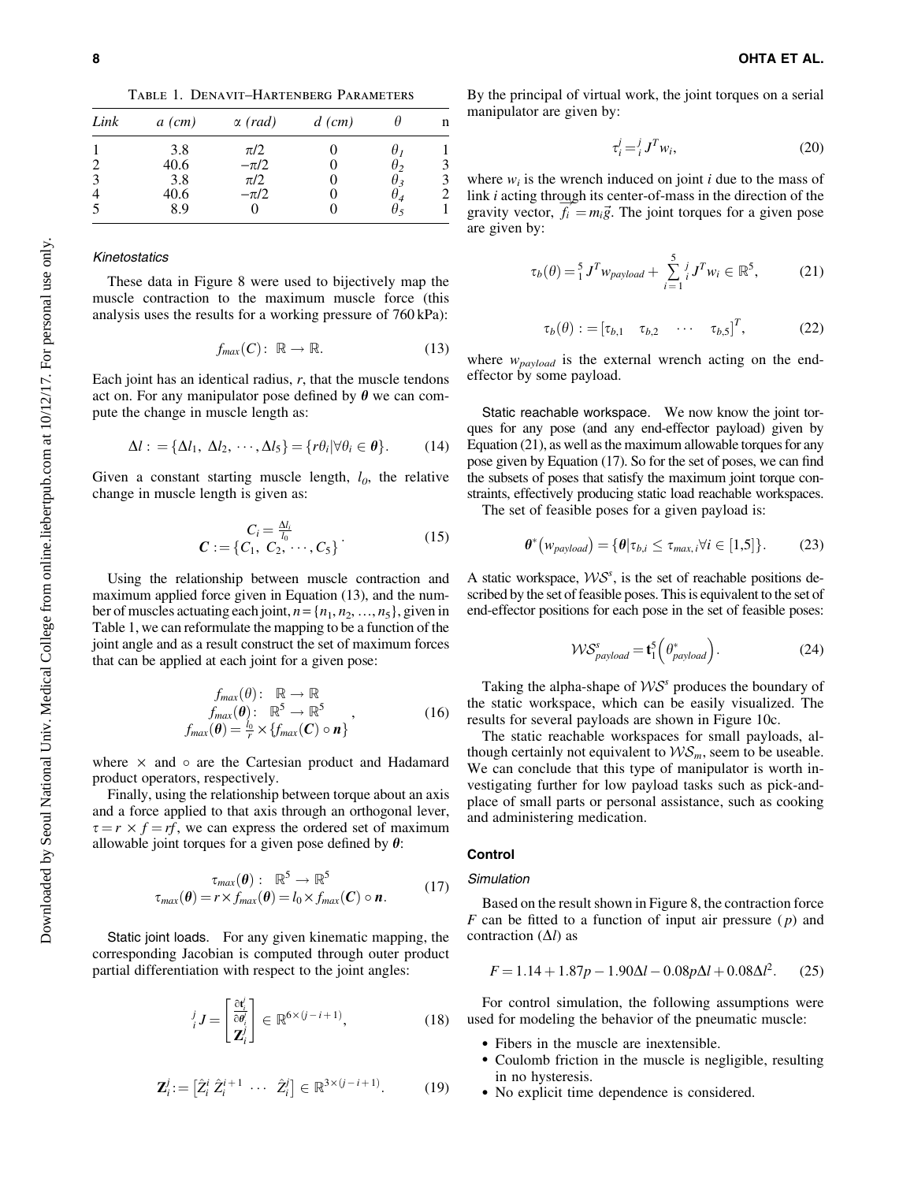Table 1. Denavit–Hartenberg Parameters

| Link | $a$ (cm) | $\alpha$ (rad) | $d$ (cm) | $\theta$ | n |
|---|---|---|---|---|---|
| 1 | 3.8 | $\pi/2$ | 0 | $\theta_1$ | 1 |
| 2 | 40.6 | $-\pi/2$ | 0 | $\theta_2$ | 3 |
| 3 | 3.8 | $\pi/2$ | 0 | $\theta_3$ | 3 |
| 4 | 40.6 | $-\pi/2$ | 0 | $\theta_4$ | 2 |
| 5 | 8.9 | 0 | 0 | $\theta_5$ | 1 |

#### *Kinetostatics*

These data in Figure 8 were used to bijectively map the muscle contraction to the maximum muscle force (this analysis uses the results for a working pressure of 760 kPa):

$$f_{max}(C):\ \mathbb{R} \to \mathbb{R}. \tag{13}$$

Each joint has an identical radius, $r$, that the muscle tendons act on. For any manipulator pose defined by $\boldsymbol{\theta}$ we can compute the change in muscle length as:

$$\Delta l := \{\Delta l_1,\ \Delta l_2,\ \cdots, \Delta l_5\} = \{r\theta_i | \forall \theta_i \in \boldsymbol{\theta}\}. \tag{14}$$

Given a constant starting muscle length, $l_0$, the relative change in muscle length is given as:

$$\begin{gathered} C_i = \frac{\Delta l_i}{l_0} \\ \boldsymbol{C} := \{C_1,\ C_2, \cdots, C_5\} \end{gathered}. \tag{15}$$

Using the relationship between muscle contraction and maximum applied force given in Equation (13), and the number of muscles actuating each joint, $n = \{n_1, n_2, \ldots, n_5\}$, given in Table 1, we can reformulate the mapping to be a function of the joint angle and as a result construct the set of maximum forces that can be applied at each joint for a given pose:

$$\begin{gathered} f_{max}(\theta):\ \ \mathbb{R} \to \mathbb{R} \\ f_{max}(\boldsymbol{\theta}):\ \ \mathbb{R}^5 \to \mathbb{R}^5 \\ f_{max}(\boldsymbol{\theta}) = \frac{l_0}{r} \times \{f_{max}(\boldsymbol{C}) \circ \boldsymbol{n}\} \end{gathered}, \tag{16}$$

where $\times$ and $\circ$ are the Cartesian product and Hadamard product operators, respectively.

Finally, using the relationship between torque about an axis and a force applied to that axis through an orthogonal lever, $\tau = r \times f = rf$, we can express the ordered set of maximum allowable joint torques for a given pose defined by $\boldsymbol{\theta}$:

$$\begin{gathered} \tau_{max}(\boldsymbol{\theta}):\ \ \mathbb{R}^5 \to \mathbb{R}^5 \\ \tau_{max}(\boldsymbol{\theta}) = r \times f_{max}(\boldsymbol{\theta}) = l_0 \times f_{max}(\boldsymbol{C}) \circ \boldsymbol{n}. \end{gathered} \tag{17}$$

Static joint loads. For any given kinematic mapping, the corresponding Jacobian is computed through outer product partial differentiation with respect to the joint angles:

$${}^j_i J = \begin{bmatrix} \frac{\partial \mathbf{t}^j_i}{\partial \theta^j_i} \\ \mathbf{Z}^j_i \end{bmatrix} \in \mathbb{R}^{6 \times (j-i+1)}, \tag{18}$$

$$\mathbf{Z}^j_i := \begin{bmatrix} \hat{Z}^i_i & \hat{Z}^{i+1}_i & \cdots & \hat{Z}^j_i \end{bmatrix} \in \mathbb{R}^{3 \times (j-i+1)}. \tag{19}$$

By the principal of virtual work, the joint torques on a serial manipulator are given by:

$$\tau^j_i = {}^j_i J^T w_i, \tag{20}$$

where $w_i$ is the wrench induced on joint $i$ due to the mass of link $i$ acting through its center-of-mass in the direction of the gravity vector, $\overrightarrow{f_i} = m_i\vec{g}$. The joint torques for a given pose are given by:

$$\tau_b(\theta) = {}^5_1 J^T w_{payload} + \sum_{i=1}^{5} {}^j_i J^T w_i \in \mathbb{R}^5, \tag{21}$$

$$\tau_b(\theta) := \begin{bmatrix} \tau_{b,1} & \tau_{b,2} & \cdots & \tau_{b,5} \end{bmatrix}^T, \tag{22}$$

where $w_{payload}$ is the external wrench acting on the end-effector by some payload.

Static reachable workspace. We now know the joint torques for any pose (and any end-effector payload) given by Equation (21), as well as the maximum allowable torques for any pose given by Equation (17). So for the set of poses, we can find the subsets of poses that satisfy the maximum joint torque constraints, effectively producing static load reachable workspaces.

The set of feasible poses for a given payload is:

$$\boldsymbol{\theta}^*\left(w_{payload}\right) = \{\boldsymbol{\theta} | \tau_{b,i} \leq \tau_{max,i} \forall i \in [1,5]\}. \tag{23}$$

A static workspace, $\mathcal{WS}^s$, is the set of reachable positions described by the set of feasible poses. This is equivalent to the set of end-effector positions for each pose in the set of feasible poses:

$$\mathcal{WS}^s_{payload} = \mathbf{t}^5_1\left(\theta^*_{payload}\right). \tag{24}$$

Taking the alpha-shape of $\mathcal{WS}^s$ produces the boundary of the static workspace, which can be easily visualized. The results for several payloads are shown in Figure 10c.

The static reachable workspaces for small payloads, although certainly not equivalent to $\mathcal{WS}_m$, seem to be useable. We can conclude that this type of manipulator is worth investigating further for low payload tasks such as pick-and-place of small parts or personal assistance, such as cooking and administering medication.

### Control

#### *Simulation*

Based on the result shown in Figure 8, the contraction force $F$ can be fitted to a function of input air pressure ($p$) and contraction ($\Delta l$) as

$$F = 1.14 + 1.87p - 1.90\Delta l - 0.08p\Delta l + 0.08\Delta l^2. \tag{25}$$

For control simulation, the following assumptions were used for modeling the behavior of the pneumatic muscle:

- Fibers in the muscle are inextensible.
- Coulomb friction in the muscle is negligible, resulting in no hysteresis.
- No explicit time dependence is considered.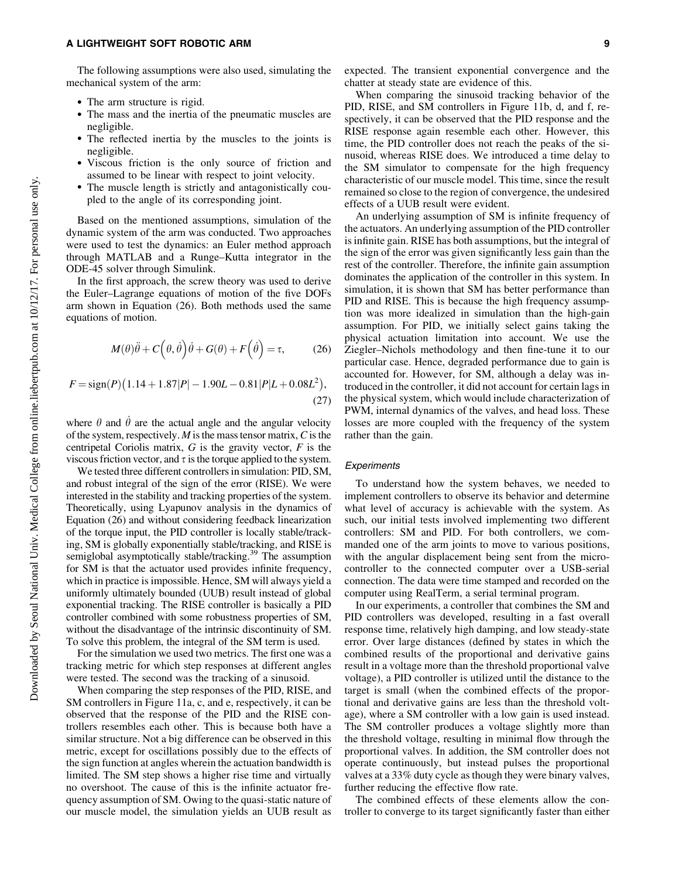The following assumptions were also used, simulating the mechanical system of the arm:

- The arm structure is rigid.
- The mass and the inertia of the pneumatic muscles are negligible.
- The reflected inertia by the muscles to the joints is negligible.
- Viscous friction is the only source of friction and assumed to be linear with respect to joint velocity.
- The muscle length is strictly and antagonistically coupled to the angle of its corresponding joint.

Based on the mentioned assumptions, simulation of the dynamic system of the arm was conducted. Two approaches were used to test the dynamics: an Euler method approach through MATLAB and a Runge–Kutta integrator in the ODE-45 solver through Simulink.

In the first approach, the screw theory was used to derive the Euler–Lagrange equations of motion of the five DOFs arm shown in Equation (26). Both methods used the same equations of motion.

$$M(\theta)\ddot{\theta} + C\left(\theta, \dot{\theta}\right)\dot{\theta} + G(\theta) + F\left(\dot{\theta}\right) = \tau, \qquad (26)$$

$$F = \text{sign}(P)\left(1.14 + 1.87|P| - 1.90L - 0.81|P|L + 0.08L^2\right), \qquad (27)$$

where $\theta$ and $\dot{\theta}$ are the actual angle and the angular velocity of the system, respectively. $M$ is the mass tensor matrix, $C$ is the centripetal Coriolis matrix, $G$ is the gravity vector, $F$ is the viscous friction vector, and $\tau$ is the torque applied to the system.

We tested three different controllers in simulation: PID, SM, and robust integral of the sign of the error (RISE). We were interested in the stability and tracking properties of the system. Theoretically, using Lyapunov analysis in the dynamics of Equation (26) and without considering feedback linearization of the torque input, the PID controller is locally stable/tracking, SM is globally exponentially stable/tracking, and RISE is semiglobal asymptotically stable/tracking.[39] The assumption for SM is that the actuator used provides infinite frequency, which in practice is impossible. Hence, SM will always yield a uniformly ultimately bounded (UUB) result instead of global exponential tracking. The RISE controller is basically a PID controller combined with some robustness properties of SM, without the disadvantage of the intrinsic discontinuity of SM. To solve this problem, the integral of the SM term is used.

For the simulation we used two metrics. The first one was a tracking metric for which step responses at different angles were tested. The second was the tracking of a sinusoid.

When comparing the step responses of the PID, RISE, and SM controllers in Figure 11a, c, and e, respectively, it can be observed that the response of the PID and the RISE controllers resembles each other. This is because both have a similar structure. Not a big difference can be observed in this metric, except for oscillations possibly due to the effects of the sign function at angles wherein the actuation bandwidth is limited. The SM step shows a higher rise time and virtually no overshoot. The cause of this is the infinite actuator frequency assumption of SM. Owing to the quasi-static nature of our muscle model, the simulation yields an UUB result as expected. The transient exponential convergence and the chatter at steady state are evidence of this.

When comparing the sinusoid tracking behavior of the PID, RISE, and SM controllers in Figure 11b, d, and f, respectively, it can be observed that the PID response and the RISE response again resemble each other. However, this time, the PID controller does not reach the peaks of the sinusoid, whereas RISE does. We introduced a time delay to the SM simulator to compensate for the high frequency characteristic of our muscle model. This time, since the result remained so close to the region of convergence, the undesired effects of a UUB result were evident.

An underlying assumption of SM is infinite frequency of the actuators. An underlying assumption of the PID controller is infinite gain. RISE has both assumptions, but the integral of the sign of the error was given significantly less gain than the rest of the controller. Therefore, the infinite gain assumption dominates the application of the controller in this system. In simulation, it is shown that SM has better performance than PID and RISE. This is because the high frequency assumption was more idealized in simulation than the high-gain assumption. For PID, we initially select gains taking the physical actuation limitation into account. We use the Ziegler–Nichols methodology and then fine-tune it to our particular case. Hence, degraded performance due to gain is accounted for. However, for SM, although a delay was introduced in the controller, it did not account for certain lags in the physical system, which would include characterization of PWM, internal dynamics of the valves, and head loss. These losses are more coupled with the frequency of the system rather than the gain.

### *Experiments*

To understand how the system behaves, we needed to implement controllers to observe its behavior and determine what level of accuracy is achievable with the system. As such, our initial tests involved implementing two different controllers: SM and PID. For both controllers, we commanded one of the arm joints to move to various positions, with the angular displacement being sent from the microcontroller to the connected computer over a USB-serial connection. The data were time stamped and recorded on the computer using RealTerm, a serial terminal program.

In our experiments, a controller that combines the SM and PID controllers was developed, resulting in a fast overall response time, relatively high damping, and low steady-state error. Over large distances (defined by states in which the combined results of the proportional and derivative gains result in a voltage more than the threshold proportional valve voltage), a PID controller is utilized until the distance to the target is small (when the combined effects of the proportional and derivative gains are less than the threshold voltage), where a SM controller with a low gain is used instead. The SM controller produces a voltage slightly more than the threshold voltage, resulting in minimal flow through the proportional valves. In addition, the SM controller does not operate continuously, but instead pulses the proportional valves at a 33% duty cycle as though they were binary valves, further reducing the effective flow rate.

The combined effects of these elements allow the controller to converge to its target significantly faster than either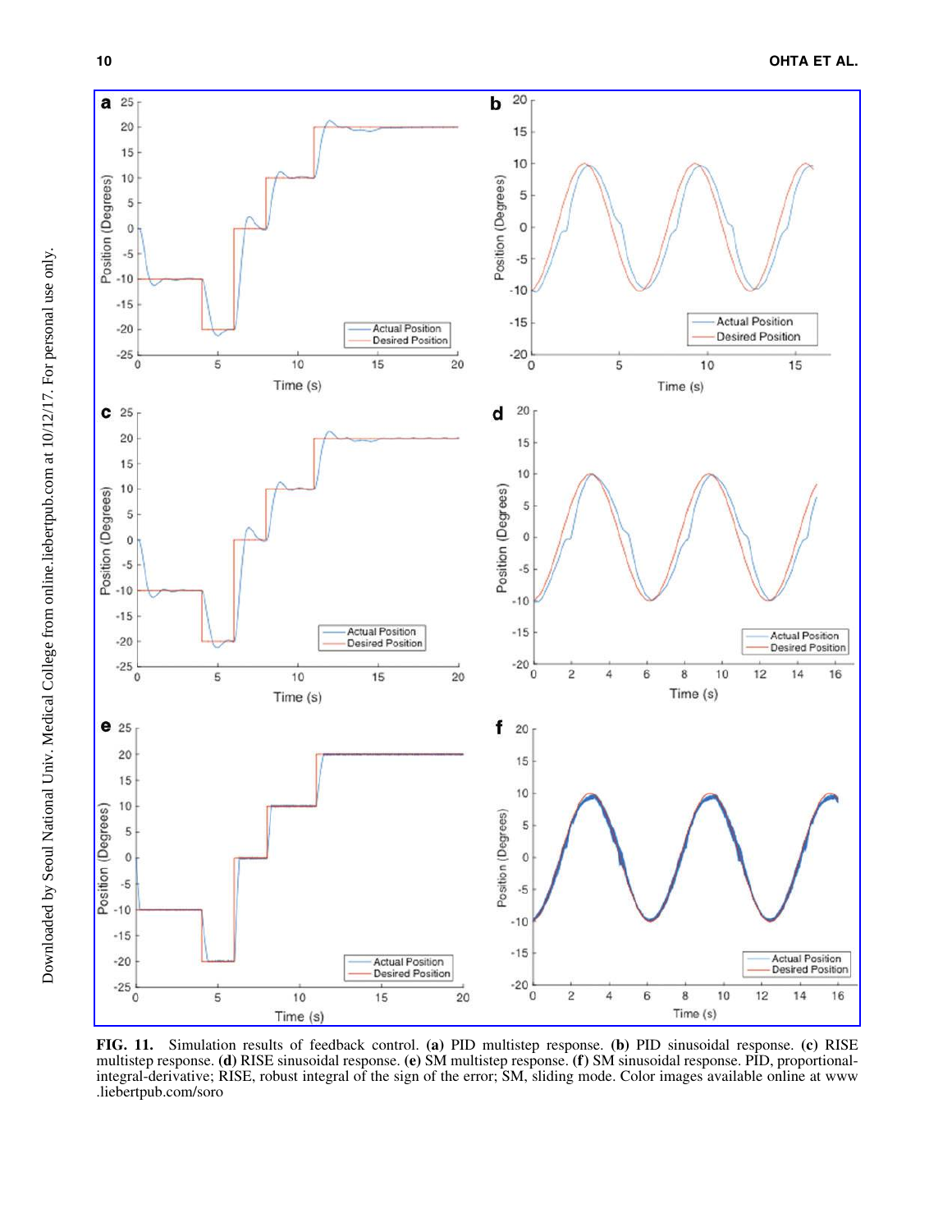**FIG. 11.** Simulation results of feedback control. **(a)** PID multistep response. **(b)** PID sinusoidal response. **(c)** RISE multistep response. **(d)** RISE sinusoidal response. **(e)** SM multistep response. **(f)** SM sinusoidal response. PID, proportional-integral-derivative; RISE, robust integral of the sign of the error; SM, sliding mode. Color images available online at www.liebertpub.com/soro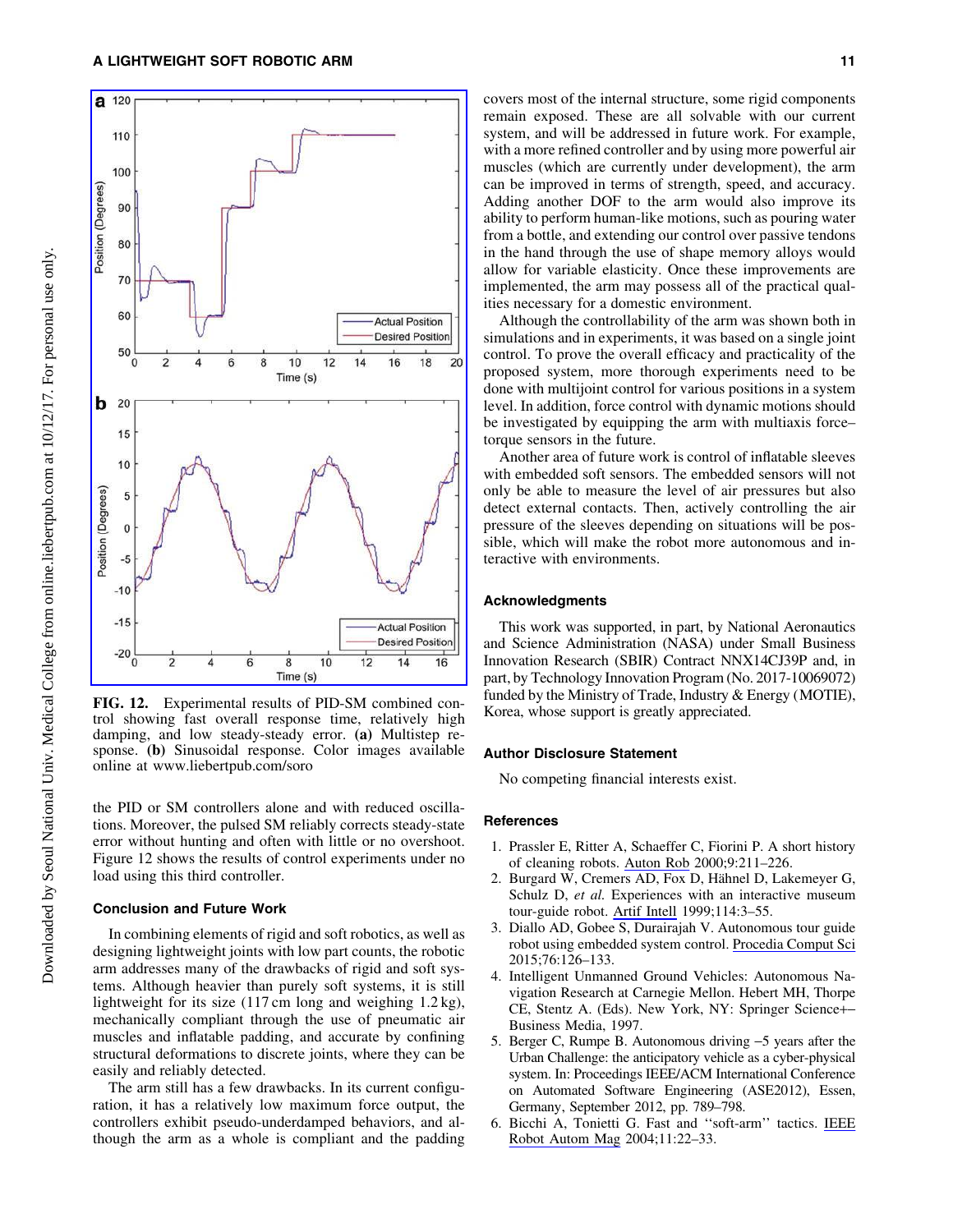a

120
110
100
90
80
70
60
50

Position (Degrees)

0 2 4 6 8 10 12 14 16 18 20

Time (s)

Actual Position
Desired Position

b

20
15
10
5
0
-5
-10
-15
-20

Position (Degrees)

0 2 4 6 8 10 12 14 16

Time (s)

Actual Position
Desired Position

**FIG. 12.** Experimental results of PID-SM combined control showing fast overall response time, relatively high damping, and low steady-steady error. **(a)** Multistep response. **(b)** Sinusoidal response. Color images available online at www.liebertpub.com/soro

the PID or SM controllers alone and with reduced oscillations. Moreover, the pulsed SM reliably corrects steady-state error without hunting and often with little or no overshoot. Figure 12 shows the results of control experiments under no load using this third controller.

### Conclusion and Future Work

In combining elements of rigid and soft robotics, as well as designing lightweight joints with low part counts, the robotic arm addresses many of the drawbacks of rigid and soft systems. Although heavier than purely soft systems, it is still lightweight for its size (117 cm long and weighing 1.2 kg), mechanically compliant through the use of pneumatic air muscles and inflatable padding, and accurate by confining structural deformations to discrete joints, where they can be easily and reliably detected.

The arm still has a few drawbacks. In its current configuration, it has a relatively low maximum force output, the controllers exhibit pseudo-underdamped behaviors, and although the arm as a whole is compliant and the padding covers most of the internal structure, some rigid components remain exposed. These are all solvable with our current system, and will be addressed in future work. For example, with a more refined controller and by using more powerful air muscles (which are currently under development), the arm can be improved in terms of strength, speed, and accuracy. Adding another DOF to the arm would also improve its ability to perform human-like motions, such as pouring water from a bottle, and extending our control over passive tendons in the hand through the use of shape memory alloys would allow for variable elasticity. Once these improvements are implemented, the arm may possess all of the practical qualities necessary for a domestic environment.

Although the controllability of the arm was shown both in simulations and in experiments, it was based on a single joint control. To prove the overall efficacy and practicality of the proposed system, more thorough experiments need to be done with multijoint control for various positions in a system level. In addition, force control with dynamic motions should be investigated by equipping the arm with multiaxis force–torque sensors in the future.

Another area of future work is control of inflatable sleeves with embedded soft sensors. The embedded sensors will not only be able to measure the level of air pressures but also detect external contacts. Then, actively controlling the air pressure of the sleeves depending on situations will be possible, which will make the robot more autonomous and interactive with environments.

### Acknowledgments

This work was supported, in part, by National Aeronautics and Science Administration (NASA) under Small Business Innovation Research (SBIR) Contract NNX14CJ39P and, in part, by Technology Innovation Program (No. 2017-10069072) funded by the Ministry of Trade, Industry & Energy (MOTIE), Korea, whose support is greatly appreciated.

### Author Disclosure Statement

No competing financial interests exist.

### References

1. Prassler E, Ritter A, Schaeffer C, Fiorini P. A short history of cleaning robots. Auton Rob 2000;9:211–226.
2. Burgard W, Cremers AD, Fox D, Hähnel D, Lakemeyer G, Schulz D, *et al.* Experiences with an interactive museum tour-guide robot. Artif Intell 1999;114:3–55.
3. Diallo AD, Gobee S, Durairajah V. Autonomous tour guide robot using embedded system control. Procedia Comput Sci 2015;76:126–133.
4. Intelligent Unmanned Ground Vehicles: Autonomous Navigation Research at Carnegie Mellon. Hebert MH, Thorpe CE, Stentz A. (Eds). New York, NY: Springer Science+–Business Media, 1997.
5. Berger C, Rumpe B. Autonomous driving –5 years after the Urban Challenge: the anticipatory vehicle as a cyber-physical system. In: Proceedings IEEE/ACM International Conference on Automated Software Engineering (ASE2012), Essen, Germany, September 2012, pp. 789–798.
6. Bicchi A, Tonietti G. Fast and ''soft-arm'' tactics. IEEE Robot Autom Mag 2004;11:22–33.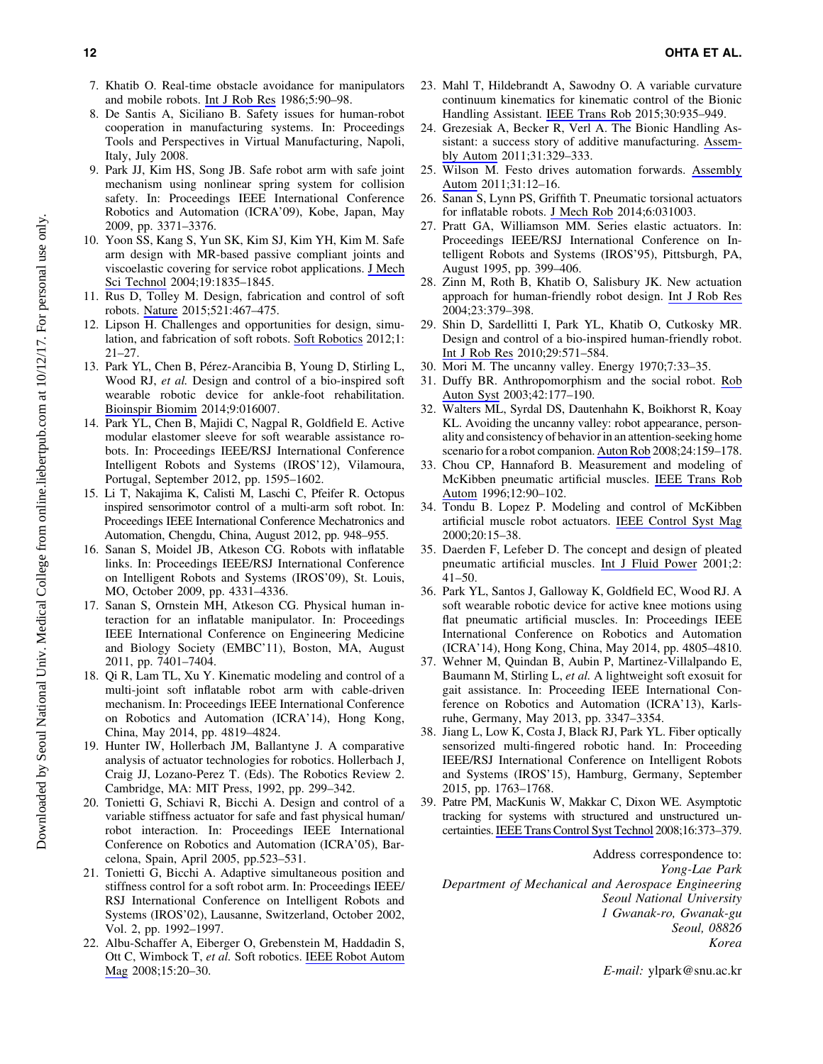7. Khatib O. Real-time obstacle avoidance for manipulators and mobile robots. Int J Rob Res 1986;5:90–98.
8. De Santis A, Siciliano B. Safety issues for human-robot cooperation in manufacturing systems. In: Proceedings Tools and Perspectives in Virtual Manufacturing, Napoli, Italy, July 2008.
9. Park JJ, Kim HS, Song JB. Safe robot arm with safe joint mechanism using nonlinear spring system for collision safety. In: Proceedings IEEE International Conference Robotics and Automation (ICRA'09), Kobe, Japan, May 2009, pp. 3371–3376.
10. Yoon SS, Kang S, Yun SK, Kim SJ, Kim YH, Kim M. Safe arm design with MR-based passive compliant joints and viscoelastic covering for service robot applications. J Mech Sci Technol 2004;19:1835–1845.
11. Rus D, Tolley M. Design, fabrication and control of soft robots. Nature 2015;521:467–475.
12. Lipson H. Challenges and opportunities for design, simulation, and fabrication of soft robots. Soft Robotics 2012;1:21–27.
13. Park YL, Chen B, Pérez-Arancibia B, Young D, Stirling L, Wood RJ, *et al.* Design and control of a bio-inspired soft wearable robotic device for ankle-foot rehabilitation. Bioinspir Biomim 2014;9:016007.
14. Park YL, Chen B, Majidi C, Nagpal R, Goldfield E. Active modular elastomer sleeve for soft wearable assistance robots. In: Proceedings IEEE/RSJ International Conference Intelligent Robots and Systems (IROS'12), Vilamoura, Portugal, September 2012, pp. 1595–1602.
15. Li T, Nakajima K, Calisti M, Laschi C, Pfeifer R. Octopus inspired sensorimotor control of a multi-arm soft robot. In: Proceedings IEEE International Conference Mechatronics and Automation, Chengdu, China, August 2012, pp. 948–955.
16. Sanan S, Moidel JB, Atkeson CG. Robots with inflatable links. In: Proceedings IEEE/RSJ International Conference on Intelligent Robots and Systems (IROS'09), St. Louis, MO, October 2009, pp. 4331–4336.
17. Sanan S, Ornstein MH, Atkeson CG. Physical human interaction for an inflatable manipulator. In: Proceedings IEEE International Conference on Engineering Medicine and Biology Society (EMBC'11), Boston, MA, August 2011, pp. 7401–7404.
18. Qi R, Lam TL, Xu Y. Kinematic modeling and control of a multi-joint soft inflatable robot arm with cable-driven mechanism. In: Proceedings IEEE International Conference on Robotics and Automation (ICRA'14), Hong Kong, China, May 2014, pp. 4819–4824.
19. Hunter IW, Hollerbach JM, Ballantyne J. A comparative analysis of actuator technologies for robotics. Hollerbach J, Craig JJ, Lozano-Perez T. (Eds). The Robotics Review 2. Cambridge, MA: MIT Press, 1992, pp. 299–342.
20. Tonietti G, Schiavi R, Bicchi A. Design and control of a variable stiffness actuator for safe and fast physical human/robot interaction. In: Proceedings IEEE International Conference on Robotics and Automation (ICRA'05), Barcelona, Spain, April 2005, pp.523–531.
21. Tonietti G, Bicchi A. Adaptive simultaneous position and stiffness control for a soft robot arm. In: Proceedings IEEE/RSJ International Conference on Intelligent Robots and Systems (IROS'02), Lausanne, Switzerland, October 2002, Vol. 2, pp. 1992–1997.
22. Albu-Schaffer A, Eiberger O, Grebenstein M, Haddadin S, Ott C, Wimbock T, *et al.* Soft robotics. IEEE Robot Autom Mag 2008;15:20–30.
23. Mahl T, Hildebrandt A, Sawodny O. A variable curvature continuum kinematics for kinematic control of the Bionic Handling Assistant. IEEE Trans Rob 2015;30:935–949.
24. Grezesiak A, Becker R, Verl A. The Bionic Handling Assistant: a success story of additive manufacturing. Assembly Autom 2011;31:329–333.
25. Wilson M. Festo drives automation forwards. Assembly Autom 2011;31:12–16.
26. Sanan S, Lynn PS, Griffith T. Pneumatic torsional actuators for inflatable robots. J Mech Rob 2014;6:031003.
27. Pratt GA, Williamson MM. Series elastic actuators. In: Proceedings IEEE/RSJ International Conference on Intelligent Robots and Systems (IROS'95), Pittsburgh, PA, August 1995, pp. 399–406.
28. Zinn M, Roth B, Khatib O, Salisbury JK. New actuation approach for human-friendly robot design. Int J Rob Res 2004;23:379–398.
29. Shin D, Sardellitti I, Park YL, Khatib O, Cutkosky MR. Design and control of a bio-inspired human-friendly robot. Int J Rob Res 2010;29:571–584.
30. Mori M. The uncanny valley. Energy 1970;7:33–35.
31. Duffy BR. Anthropomorphism and the social robot. Rob Auton Syst 2003;42:177–190.
32. Walters ML, Syrdal DS, Dautenhahn K, Boikhorst R, Koay KL. Avoiding the uncanny valley: robot appearance, personality and consistency of behavior in an attention-seeking home scenario for a robot companion. Auton Rob 2008;24:159–178.
33. Chou CP, Hannaford B. Measurement and modeling of McKibben pneumatic artificial muscles. IEEE Trans Rob Autom 1996;12:90–102.
34. Tondu B. Lopez P. Modeling and control of McKibben artificial muscle robot actuators. IEEE Control Syst Mag 2000;20:15–38.
35. Daerden F, Lefeber D. The concept and design of pleated pneumatic artificial muscles. Int J Fluid Power 2001;2:41–50.
36. Park YL, Santos J, Galloway K, Goldfield EC, Wood RJ. A soft wearable robotic device for active knee motions using flat pneumatic artificial muscles. In: Proceedings IEEE International Conference on Robotics and Automation (ICRA'14), Hong Kong, China, May 2014, pp. 4805–4810.
37. Wehner M, Quindan B, Aubin P, Martinez-Villalpando E, Baumann M, Stirling L, *et al.* A lightweight soft exosuit for gait assistance. In: Proceeding IEEE International Conference on Robotics and Automation (ICRA'13), Karlsruhe, Germany, May 2013, pp. 3347–3354.
38. Jiang L, Low K, Costa J, Black RJ, Park YL. Fiber optically sensorized multi-fingered robotic hand. In: Proceeding IEEE/RSJ International Conference on Intelligent Robots and Systems (IROS'15), Hamburg, Germany, September 2015, pp. 1763–1768.
39. Patre PM, MacKunis W, Makkar C, Dixon WE. Asymptotic tracking for systems with structured and unstructured uncertainties. IEEE Trans Control Syst Technol 2008;16:373–379.

Address correspondence to:
*Yong-Lae Park*
*Department of Mechanical and Aerospace Engineering*
*Seoul National University*
*1 Gwanak-ro, Gwanak-gu*
*Seoul, 08826*
*Korea*

*E-mail:* ylpark@snu.ac.kr